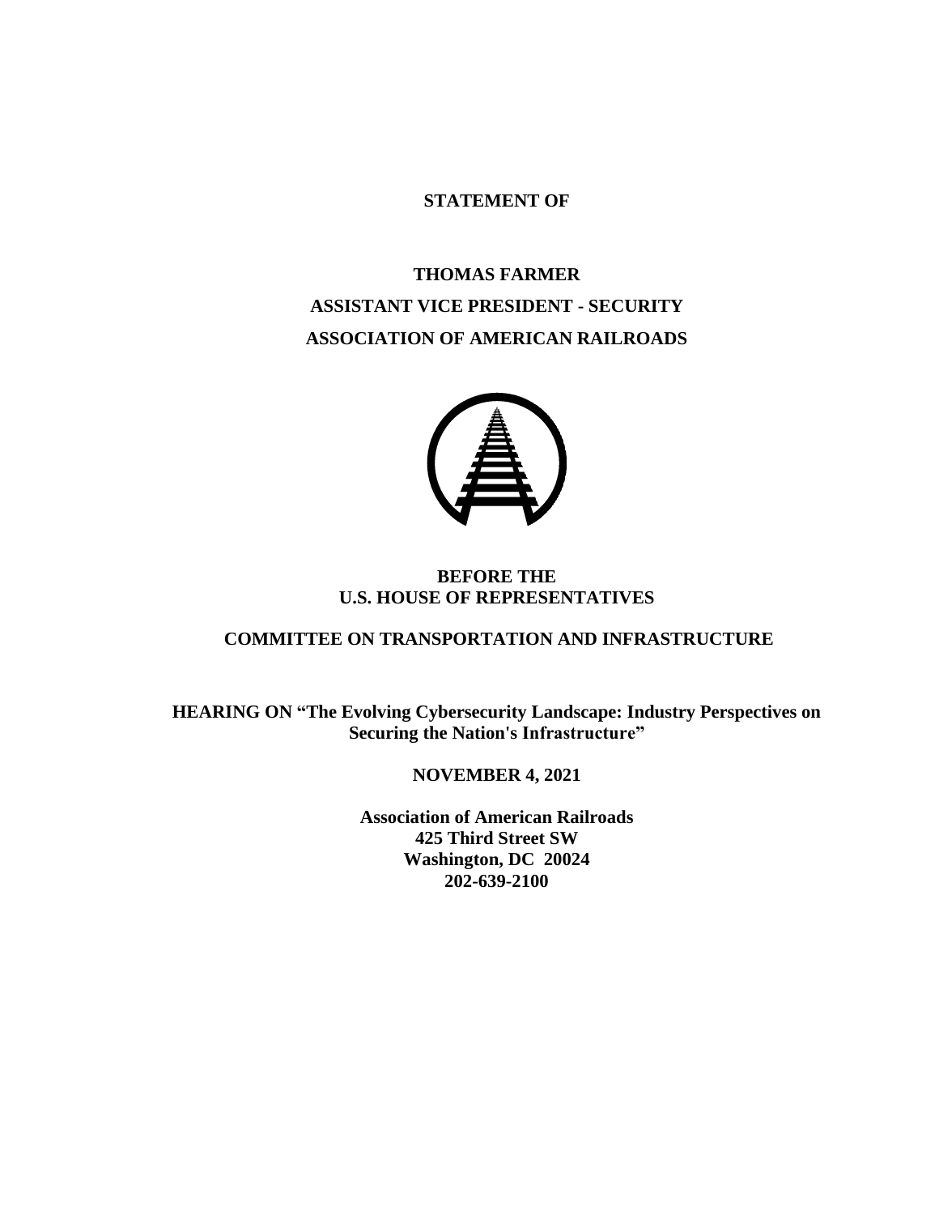**STATEMENT OF**

**THOMAS FARMER**

**ASSISTANT VICE PRESIDENT - SECURITY**

**ASSOCIATION OF AMERICAN RAILROADS**

**BEFORE THE**
**U.S. HOUSE OF REPRESENTATIVES**

**COMMITTEE ON TRANSPORTATION AND INFRASTRUCTURE**

**HEARING ON "The Evolving Cybersecurity Landscape: Industry Perspectives on Securing the Nation's Infrastructure"**

**NOVEMBER 4, 2021**

**Association of American Railroads**
**425 Third Street SW**
**Washington, DC 20024**
**202-639-2100**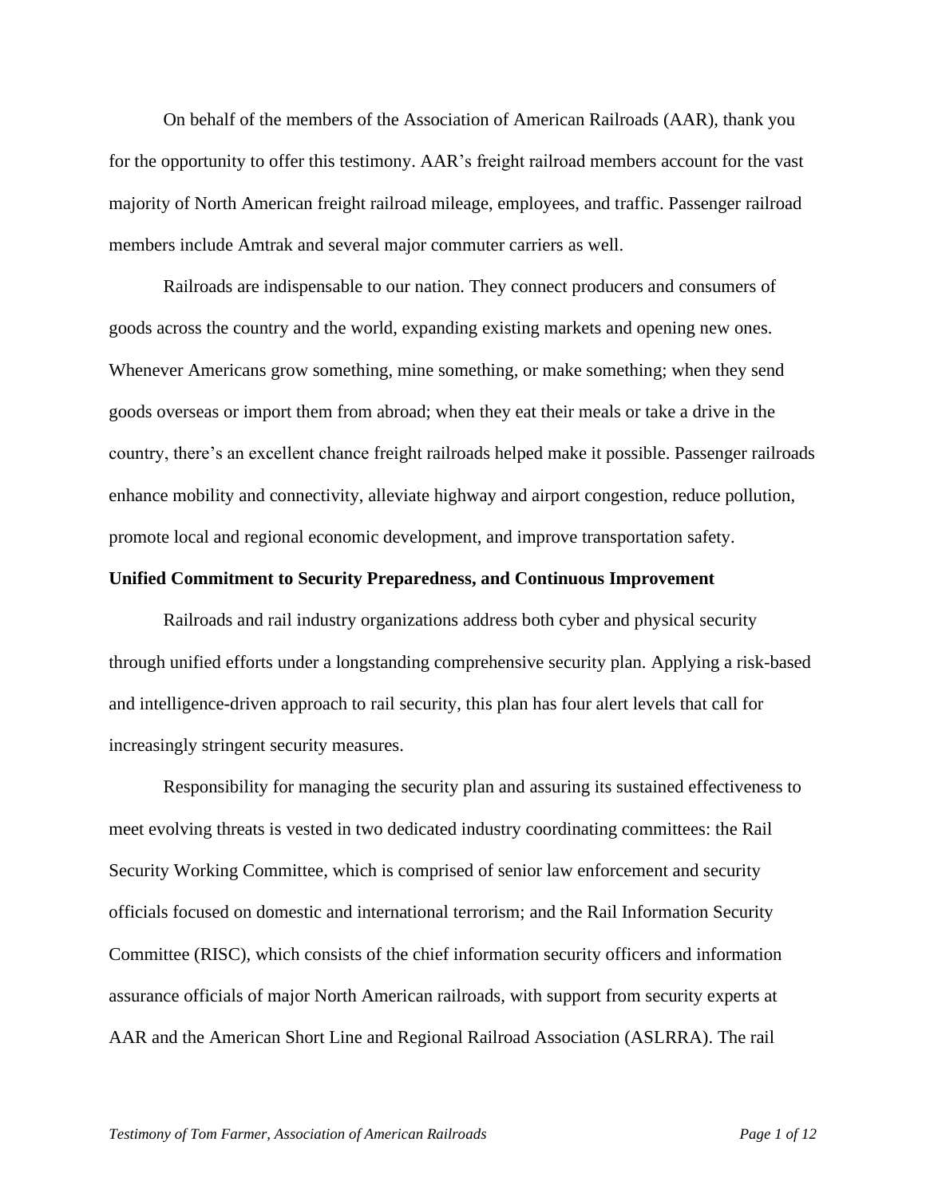On behalf of the members of the Association of American Railroads (AAR), thank you for the opportunity to offer this testimony. AAR's freight railroad members account for the vast majority of North American freight railroad mileage, employees, and traffic. Passenger railroad members include Amtrak and several major commuter carriers as well.

Railroads are indispensable to our nation. They connect producers and consumers of goods across the country and the world, expanding existing markets and opening new ones. Whenever Americans grow something, mine something, or make something; when they send goods overseas or import them from abroad; when they eat their meals or take a drive in the country, there's an excellent chance freight railroads helped make it possible. Passenger railroads enhance mobility and connectivity, alleviate highway and airport congestion, reduce pollution, promote local and regional economic development, and improve transportation safety.

**Unified Commitment to Security Preparedness, and Continuous Improvement**

Railroads and rail industry organizations address both cyber and physical security through unified efforts under a longstanding comprehensive security plan. Applying a risk-based and intelligence-driven approach to rail security, this plan has four alert levels that call for increasingly stringent security measures.

Responsibility for managing the security plan and assuring its sustained effectiveness to meet evolving threats is vested in two dedicated industry coordinating committees: the Rail Security Working Committee, which is comprised of senior law enforcement and security officials focused on domestic and international terrorism; and the Rail Information Security Committee (RISC), which consists of the chief information security officers and information assurance officials of major North American railroads, with support from security experts at AAR and the American Short Line and Regional Railroad Association (ASLRRA). The rail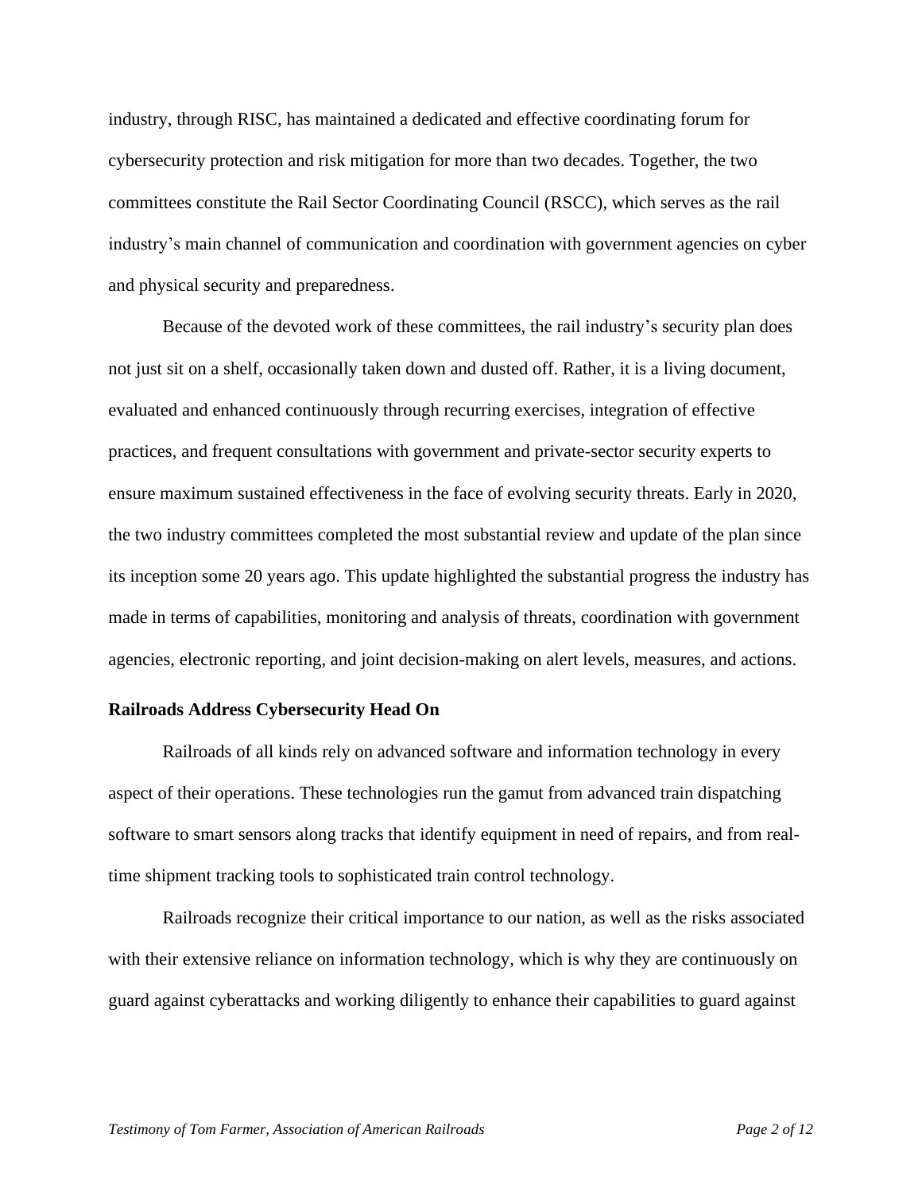industry, through RISC, has maintained a dedicated and effective coordinating forum for cybersecurity protection and risk mitigation for more than two decades. Together, the two committees constitute the Rail Sector Coordinating Council (RSCC), which serves as the rail industry's main channel of communication and coordination with government agencies on cyber and physical security and preparedness.

Because of the devoted work of these committees, the rail industry's security plan does not just sit on a shelf, occasionally taken down and dusted off. Rather, it is a living document, evaluated and enhanced continuously through recurring exercises, integration of effective practices, and frequent consultations with government and private-sector security experts to ensure maximum sustained effectiveness in the face of evolving security threats. Early in 2020, the two industry committees completed the most substantial review and update of the plan since its inception some 20 years ago. This update highlighted the substantial progress the industry has made in terms of capabilities, monitoring and analysis of threats, coordination with government agencies, electronic reporting, and joint decision-making on alert levels, measures, and actions.

**Railroads Address Cybersecurity Head On**

Railroads of all kinds rely on advanced software and information technology in every aspect of their operations. These technologies run the gamut from advanced train dispatching software to smart sensors along tracks that identify equipment in need of repairs, and from real-time shipment tracking tools to sophisticated train control technology.

Railroads recognize their critical importance to our nation, as well as the risks associated with their extensive reliance on information technology, which is why they are continuously on guard against cyberattacks and working diligently to enhance their capabilities to guard against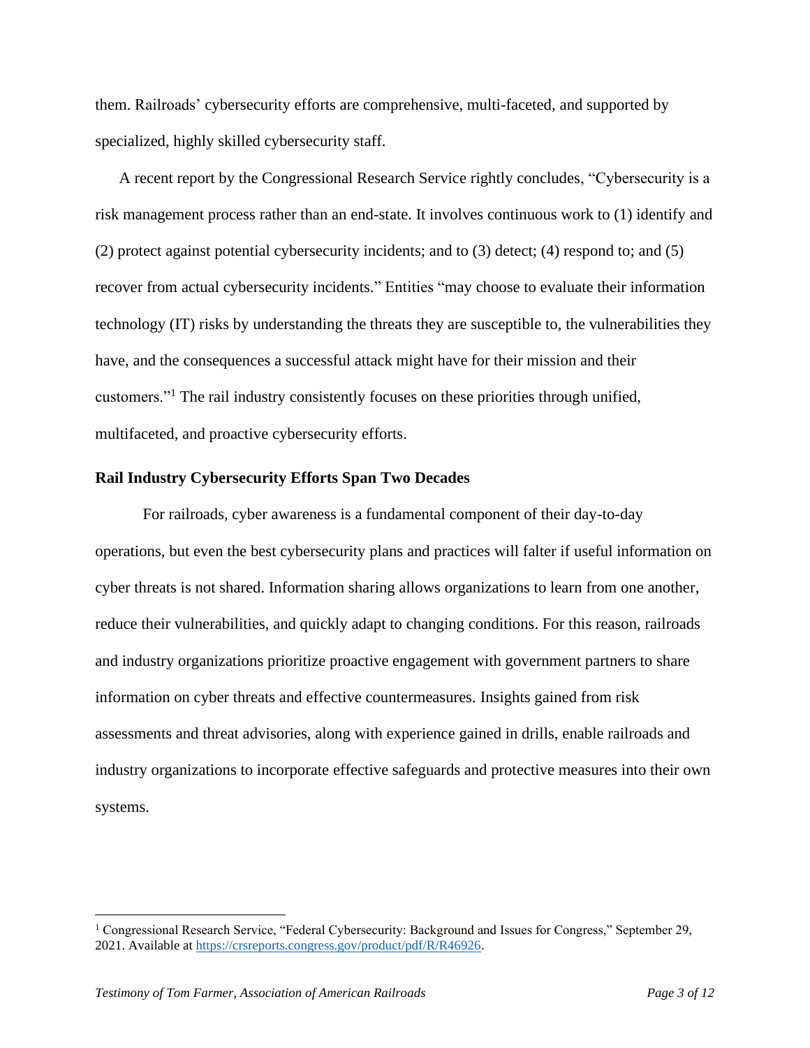them. Railroads' cybersecurity efforts are comprehensive, multi-faceted, and supported by specialized, highly skilled cybersecurity staff.

A recent report by the Congressional Research Service rightly concludes, "Cybersecurity is a risk management process rather than an end-state. It involves continuous work to (1) identify and (2) protect against potential cybersecurity incidents; and to (3) detect; (4) respond to; and (5) recover from actual cybersecurity incidents." Entities "may choose to evaluate their information technology (IT) risks by understanding the threats they are susceptible to, the vulnerabilities they have, and the consequences a successful attack might have for their mission and their customers."[1] The rail industry consistently focuses on these priorities through unified, multifaceted, and proactive cybersecurity efforts.

## Rail Industry Cybersecurity Efforts Span Two Decades

For railroads, cyber awareness is a fundamental component of their day-to-day operations, but even the best cybersecurity plans and practices will falter if useful information on cyber threats is not shared. Information sharing allows organizations to learn from one another, reduce their vulnerabilities, and quickly adapt to changing conditions. For this reason, railroads and industry organizations prioritize proactive engagement with government partners to share information on cyber threats and effective countermeasures. Insights gained from risk assessments and threat advisories, along with experience gained in drills, enable railroads and industry organizations to incorporate effective safeguards and protective measures into their own systems.

---

[1] Congressional Research Service, "Federal Cybersecurity: Background and Issues for Congress," September 29, 2021. Available at https://crsreports.congress.gov/product/pdf/R/R46926.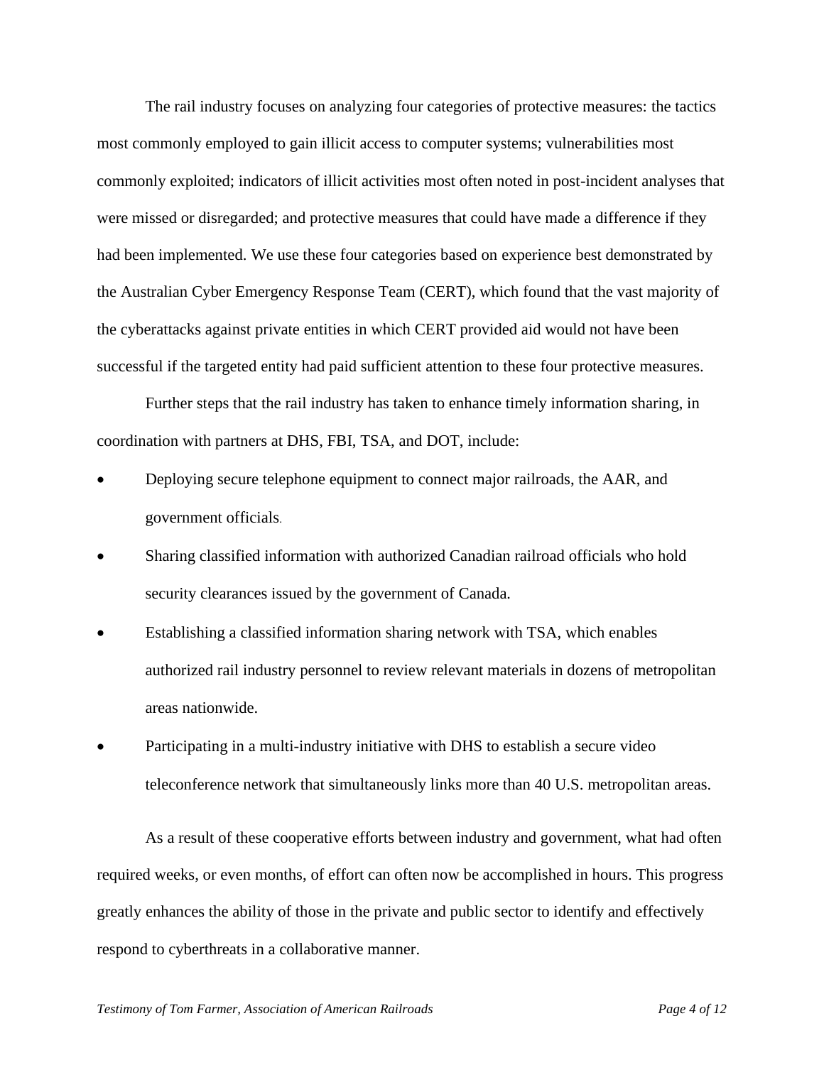The rail industry focuses on analyzing four categories of protective measures: the tactics most commonly employed to gain illicit access to computer systems; vulnerabilities most commonly exploited; indicators of illicit activities most often noted in post-incident analyses that were missed or disregarded; and protective measures that could have made a difference if they had been implemented. We use these four categories based on experience best demonstrated by the Australian Cyber Emergency Response Team (CERT), which found that the vast majority of the cyberattacks against private entities in which CERT provided aid would not have been successful if the targeted entity had paid sufficient attention to these four protective measures.

Further steps that the rail industry has taken to enhance timely information sharing, in coordination with partners at DHS, FBI, TSA, and DOT, include:

- Deploying secure telephone equipment to connect major railroads, the AAR, and government officials.
- Sharing classified information with authorized Canadian railroad officials who hold security clearances issued by the government of Canada.
- Establishing a classified information sharing network with TSA, which enables authorized rail industry personnel to review relevant materials in dozens of metropolitan areas nationwide.
- Participating in a multi-industry initiative with DHS to establish a secure video teleconference network that simultaneously links more than 40 U.S. metropolitan areas.

As a result of these cooperative efforts between industry and government, what had often required weeks, or even months, of effort can often now be accomplished in hours. This progress greatly enhances the ability of those in the private and public sector to identify and effectively respond to cyberthreats in a collaborative manner.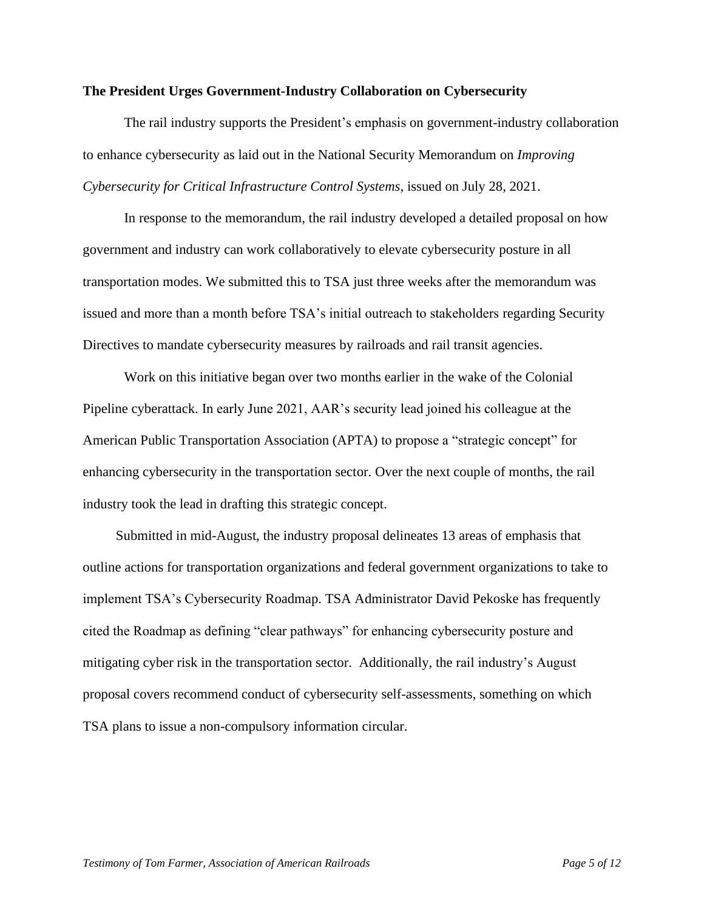**The President Urges Government-Industry Collaboration on Cybersecurity**

The rail industry supports the President's emphasis on government-industry collaboration to enhance cybersecurity as laid out in the National Security Memorandum on *Improving Cybersecurity for Critical Infrastructure Control Systems*, issued on July 28, 2021.

In response to the memorandum, the rail industry developed a detailed proposal on how government and industry can work collaboratively to elevate cybersecurity posture in all transportation modes. We submitted this to TSA just three weeks after the memorandum was issued and more than a month before TSA's initial outreach to stakeholders regarding Security Directives to mandate cybersecurity measures by railroads and rail transit agencies.

Work on this initiative began over two months earlier in the wake of the Colonial Pipeline cyberattack. In early June 2021, AAR's security lead joined his colleague at the American Public Transportation Association (APTA) to propose a "strategic concept" for enhancing cybersecurity in the transportation sector. Over the next couple of months, the rail industry took the lead in drafting this strategic concept.

Submitted in mid-August, the industry proposal delineates 13 areas of emphasis that outline actions for transportation organizations and federal government organizations to take to implement TSA's Cybersecurity Roadmap. TSA Administrator David Pekoske has frequently cited the Roadmap as defining "clear pathways" for enhancing cybersecurity posture and mitigating cyber risk in the transportation sector. Additionally, the rail industry's August proposal covers recommend conduct of cybersecurity self-assessments, something on which TSA plans to issue a non-compulsory information circular.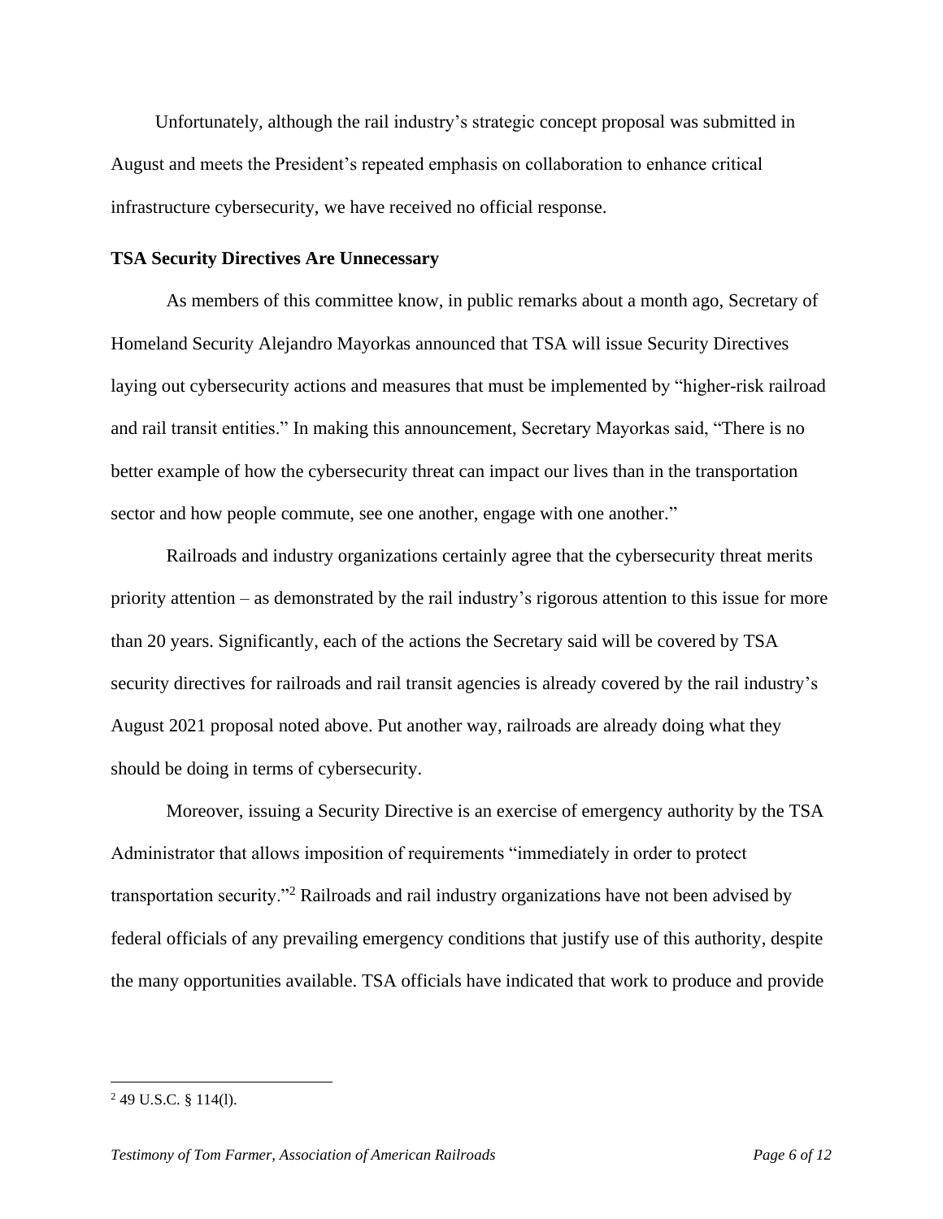Unfortunately, although the rail industry's strategic concept proposal was submitted in August and meets the President's repeated emphasis on collaboration to enhance critical infrastructure cybersecurity, we have received no official response.

**TSA Security Directives Are Unnecessary**

As members of this committee know, in public remarks about a month ago, Secretary of Homeland Security Alejandro Mayorkas announced that TSA will issue Security Directives laying out cybersecurity actions and measures that must be implemented by "higher-risk railroad and rail transit entities." In making this announcement, Secretary Mayorkas said, "There is no better example of how the cybersecurity threat can impact our lives than in the transportation sector and how people commute, see one another, engage with one another."

Railroads and industry organizations certainly agree that the cybersecurity threat merits priority attention – as demonstrated by the rail industry's rigorous attention to this issue for more than 20 years. Significantly, each of the actions the Secretary said will be covered by TSA security directives for railroads and rail transit agencies is already covered by the rail industry's August 2021 proposal noted above. Put another way, railroads are already doing what they should be doing in terms of cybersecurity.

Moreover, issuing a Security Directive is an exercise of emergency authority by the TSA Administrator that allows imposition of requirements "immediately in order to protect transportation security."[2] Railroads and rail industry organizations have not been advised by federal officials of any prevailing emergency conditions that justify use of this authority, despite the many opportunities available. TSA officials have indicated that work to produce and provide

[2] 49 U.S.C. § 114(l).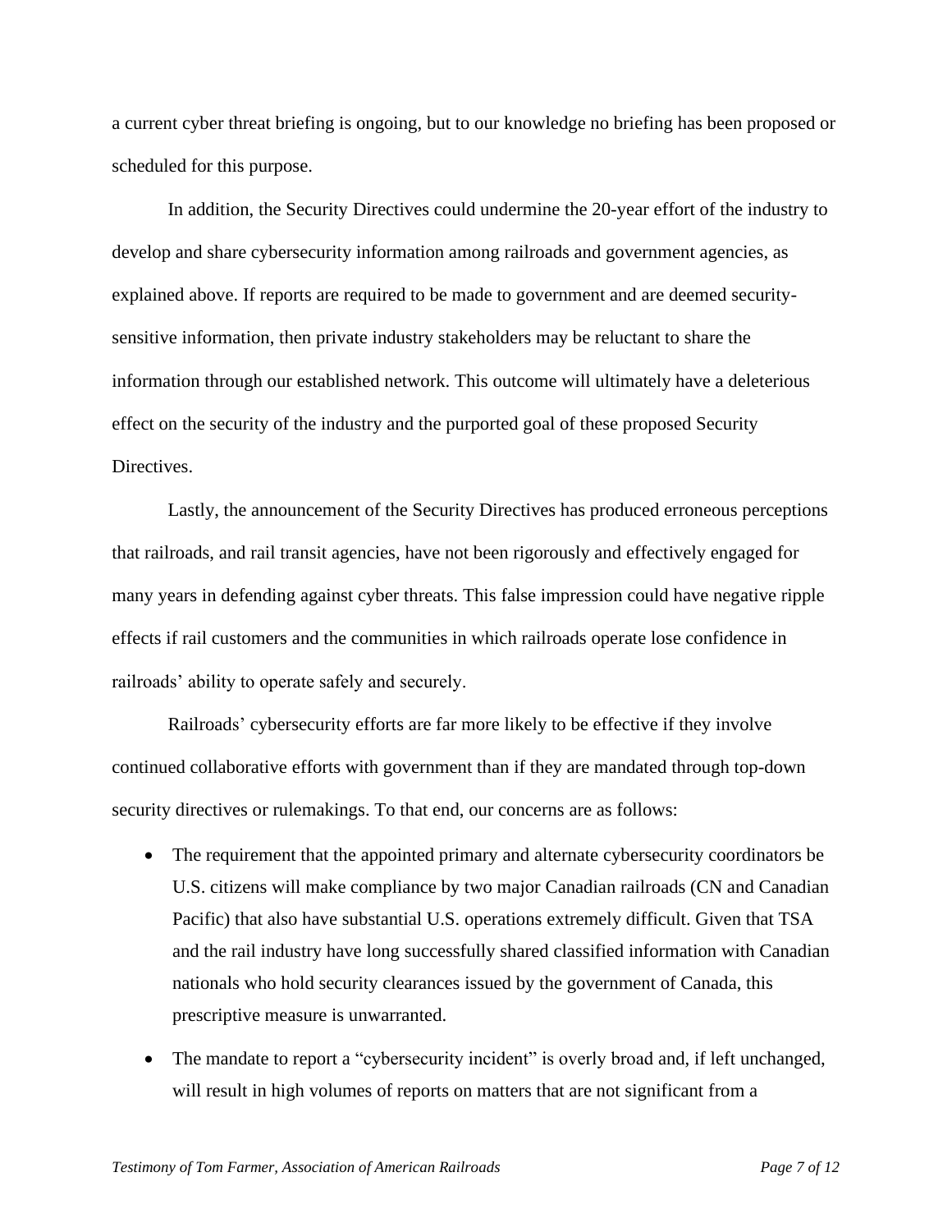a current cyber threat briefing is ongoing, but to our knowledge no briefing has been proposed or scheduled for this purpose.

In addition, the Security Directives could undermine the 20-year effort of the industry to develop and share cybersecurity information among railroads and government agencies, as explained above. If reports are required to be made to government and are deemed security-sensitive information, then private industry stakeholders may be reluctant to share the information through our established network. This outcome will ultimately have a deleterious effect on the security of the industry and the purported goal of these proposed Security Directives.

Lastly, the announcement of the Security Directives has produced erroneous perceptions that railroads, and rail transit agencies, have not been rigorously and effectively engaged for many years in defending against cyber threats. This false impression could have negative ripple effects if rail customers and the communities in which railroads operate lose confidence in railroads' ability to operate safely and securely.

Railroads' cybersecurity efforts are far more likely to be effective if they involve continued collaborative efforts with government than if they are mandated through top-down security directives or rulemakings. To that end, our concerns are as follows:

- The requirement that the appointed primary and alternate cybersecurity coordinators be U.S. citizens will make compliance by two major Canadian railroads (CN and Canadian Pacific) that also have substantial U.S. operations extremely difficult. Given that TSA and the rail industry have long successfully shared classified information with Canadian nationals who hold security clearances issued by the government of Canada, this prescriptive measure is unwarranted.
- The mandate to report a "cybersecurity incident" is overly broad and, if left unchanged, will result in high volumes of reports on matters that are not significant from a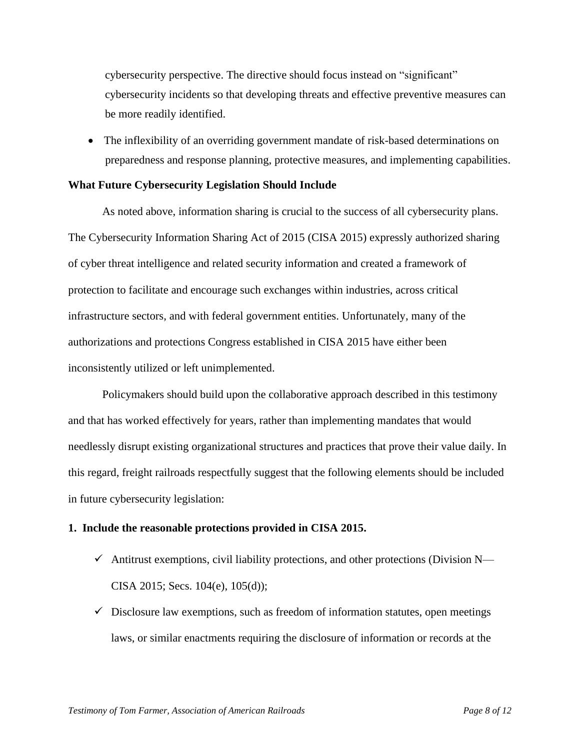cybersecurity perspective. The directive should focus instead on "significant" cybersecurity incidents so that developing threats and effective preventive measures can be more readily identified.

- The inflexibility of an overriding government mandate of risk-based determinations on preparedness and response planning, protective measures, and implementing capabilities.

**What Future Cybersecurity Legislation Should Include**

As noted above, information sharing is crucial to the success of all cybersecurity plans. The Cybersecurity Information Sharing Act of 2015 (CISA 2015) expressly authorized sharing of cyber threat intelligence and related security information and created a framework of protection to facilitate and encourage such exchanges within industries, across critical infrastructure sectors, and with federal government entities. Unfortunately, many of the authorizations and protections Congress established in CISA 2015 have either been inconsistently utilized or left unimplemented.

Policymakers should build upon the collaborative approach described in this testimony and that has worked effectively for years, rather than implementing mandates that would needlessly disrupt existing organizational structures and practices that prove their value daily. In this regard, freight railroads respectfully suggest that the following elements should be included in future cybersecurity legislation:

**1. Include the reasonable protections provided in CISA 2015.**

- ✓ Antitrust exemptions, civil liability protections, and other protections (Division N—CISA 2015; Secs. 104(e), 105(d));
- ✓ Disclosure law exemptions, such as freedom of information statutes, open meetings laws, or similar enactments requiring the disclosure of information or records at the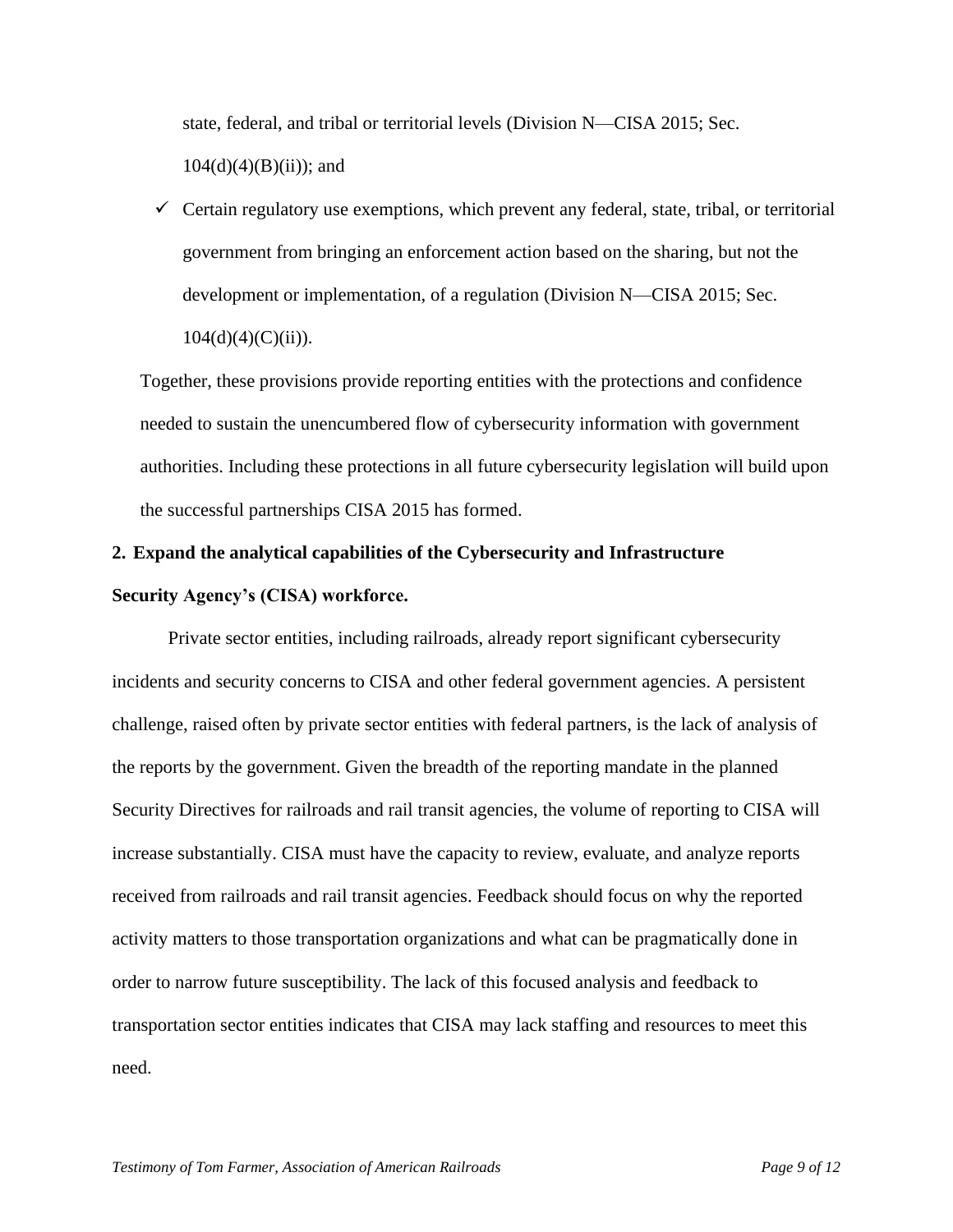state, federal, and tribal or territorial levels (Division N—CISA 2015; Sec. 104(d)(4)(B)(ii)); and

- ✓ Certain regulatory use exemptions, which prevent any federal, state, tribal, or territorial government from bringing an enforcement action based on the sharing, but not the development or implementation, of a regulation (Division N—CISA 2015; Sec. 104(d)(4)(C)(ii)).

Together, these provisions provide reporting entities with the protections and confidence needed to sustain the unencumbered flow of cybersecurity information with government authorities. Including these protections in all future cybersecurity legislation will build upon the successful partnerships CISA 2015 has formed.

**2. Expand the analytical capabilities of the Cybersecurity and Infrastructure Security Agency's (CISA) workforce.**

Private sector entities, including railroads, already report significant cybersecurity incidents and security concerns to CISA and other federal government agencies. A persistent challenge, raised often by private sector entities with federal partners, is the lack of analysis of the reports by the government. Given the breadth of the reporting mandate in the planned Security Directives for railroads and rail transit agencies, the volume of reporting to CISA will increase substantially. CISA must have the capacity to review, evaluate, and analyze reports received from railroads and rail transit agencies. Feedback should focus on why the reported activity matters to those transportation organizations and what can be pragmatically done in order to narrow future susceptibility. The lack of this focused analysis and feedback to transportation sector entities indicates that CISA may lack staffing and resources to meet this need.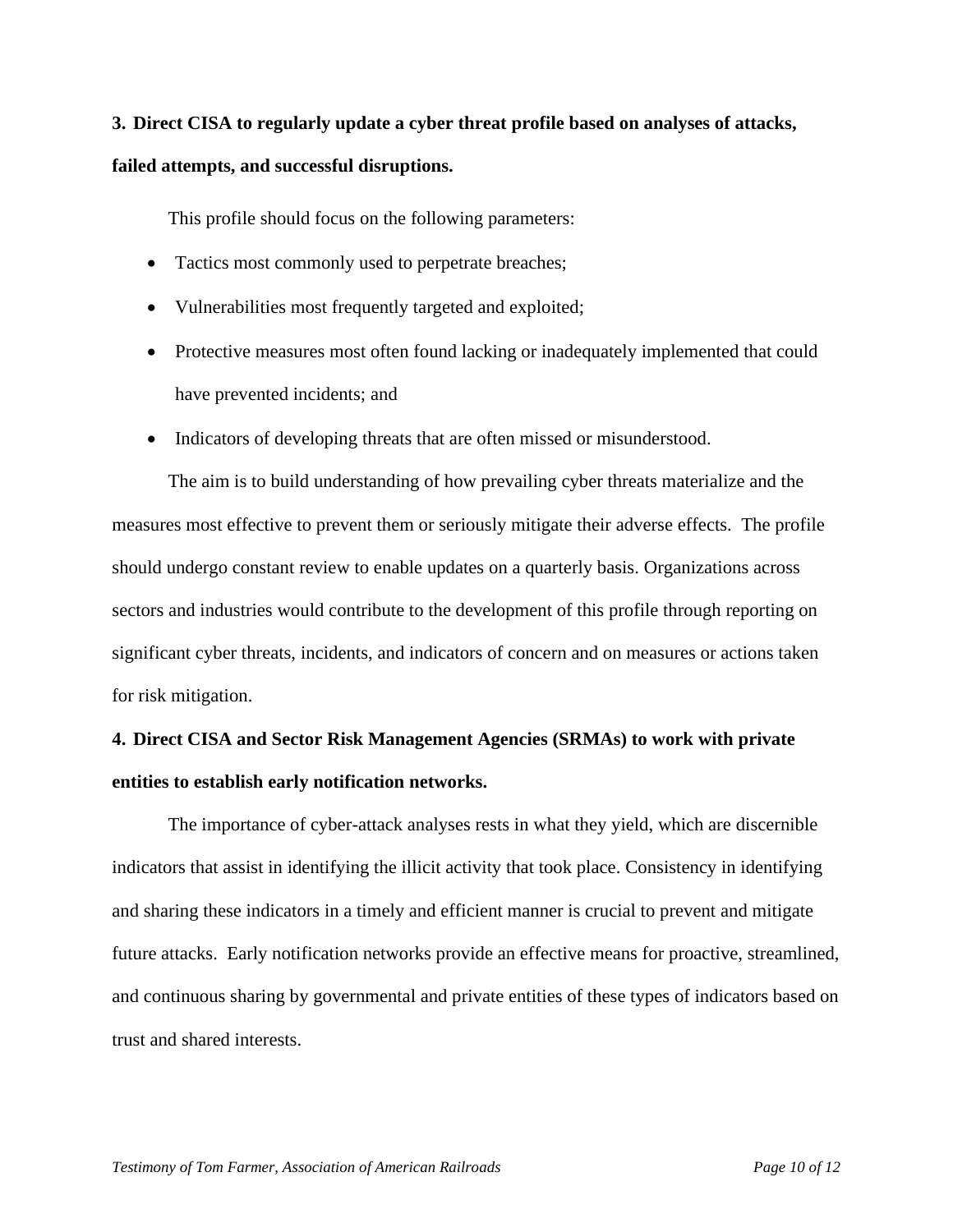**3. Direct CISA to regularly update a cyber threat profile based on analyses of attacks, failed attempts, and successful disruptions.**

This profile should focus on the following parameters:

- Tactics most commonly used to perpetrate breaches;
- Vulnerabilities most frequently targeted and exploited;
- Protective measures most often found lacking or inadequately implemented that could have prevented incidents; and
- Indicators of developing threats that are often missed or misunderstood.

The aim is to build understanding of how prevailing cyber threats materialize and the measures most effective to prevent them or seriously mitigate their adverse effects. The profile should undergo constant review to enable updates on a quarterly basis. Organizations across sectors and industries would contribute to the development of this profile through reporting on significant cyber threats, incidents, and indicators of concern and on measures or actions taken for risk mitigation.

**4. Direct CISA and Sector Risk Management Agencies (SRMAs) to work with private entities to establish early notification networks.**

The importance of cyber-attack analyses rests in what they yield, which are discernible indicators that assist in identifying the illicit activity that took place. Consistency in identifying and sharing these indicators in a timely and efficient manner is crucial to prevent and mitigate future attacks. Early notification networks provide an effective means for proactive, streamlined, and continuous sharing by governmental and private entities of these types of indicators based on trust and shared interests.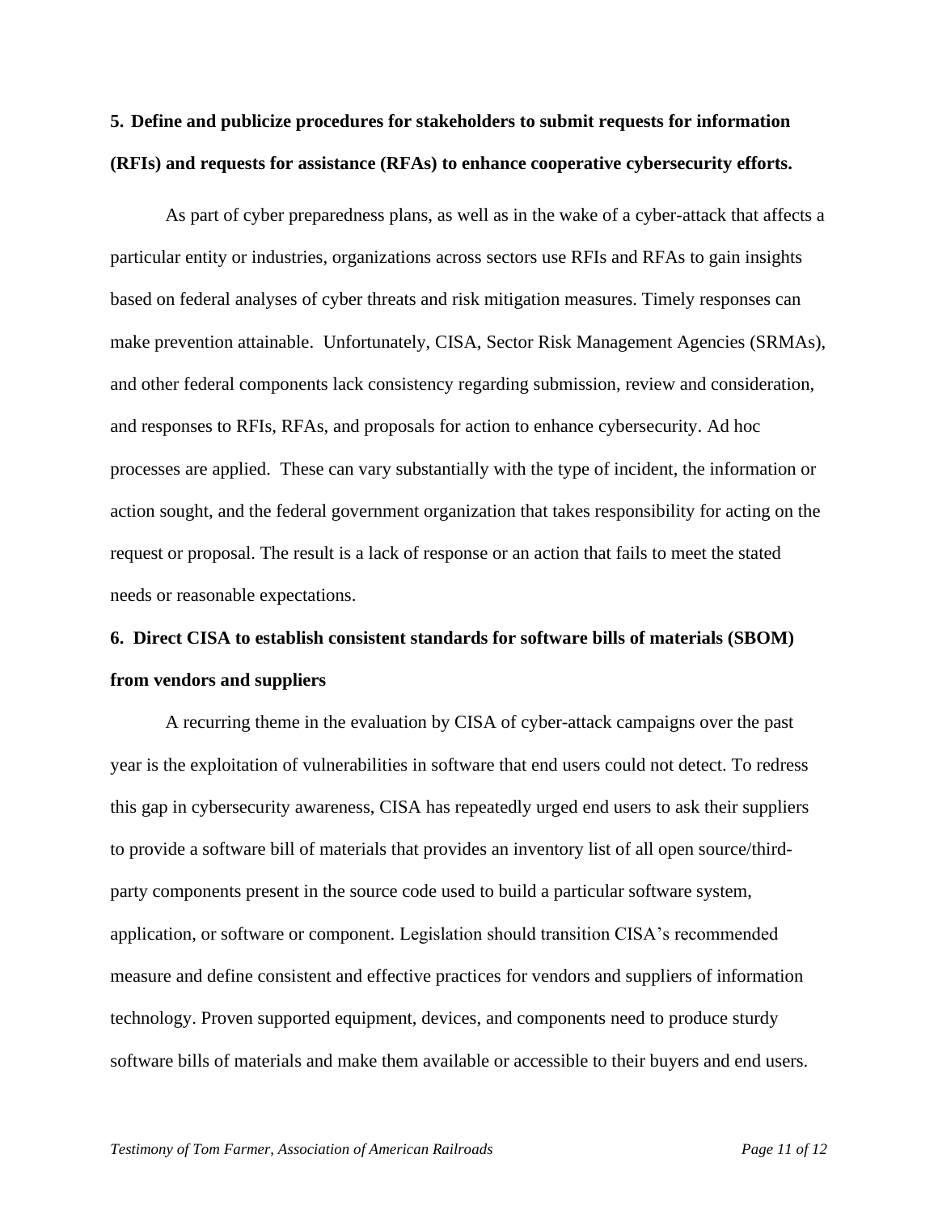**5. Define and publicize procedures for stakeholders to submit requests for information (RFIs) and requests for assistance (RFAs) to enhance cooperative cybersecurity efforts.**

As part of cyber preparedness plans, as well as in the wake of a cyber-attack that affects a particular entity or industries, organizations across sectors use RFIs and RFAs to gain insights based on federal analyses of cyber threats and risk mitigation measures. Timely responses can make prevention attainable. Unfortunately, CISA, Sector Risk Management Agencies (SRMAs), and other federal components lack consistency regarding submission, review and consideration, and responses to RFIs, RFAs, and proposals for action to enhance cybersecurity. Ad hoc processes are applied. These can vary substantially with the type of incident, the information or action sought, and the federal government organization that takes responsibility for acting on the request or proposal. The result is a lack of response or an action that fails to meet the stated needs or reasonable expectations.

**6. Direct CISA to establish consistent standards for software bills of materials (SBOM) from vendors and suppliers**

A recurring theme in the evaluation by CISA of cyber-attack campaigns over the past year is the exploitation of vulnerabilities in software that end users could not detect. To redress this gap in cybersecurity awareness, CISA has repeatedly urged end users to ask their suppliers to provide a software bill of materials that provides an inventory list of all open source/third-party components present in the source code used to build a particular software system, application, or software or component. Legislation should transition CISA's recommended measure and define consistent and effective practices for vendors and suppliers of information technology. Proven supported equipment, devices, and components need to produce sturdy software bills of materials and make them available or accessible to their buyers and end users.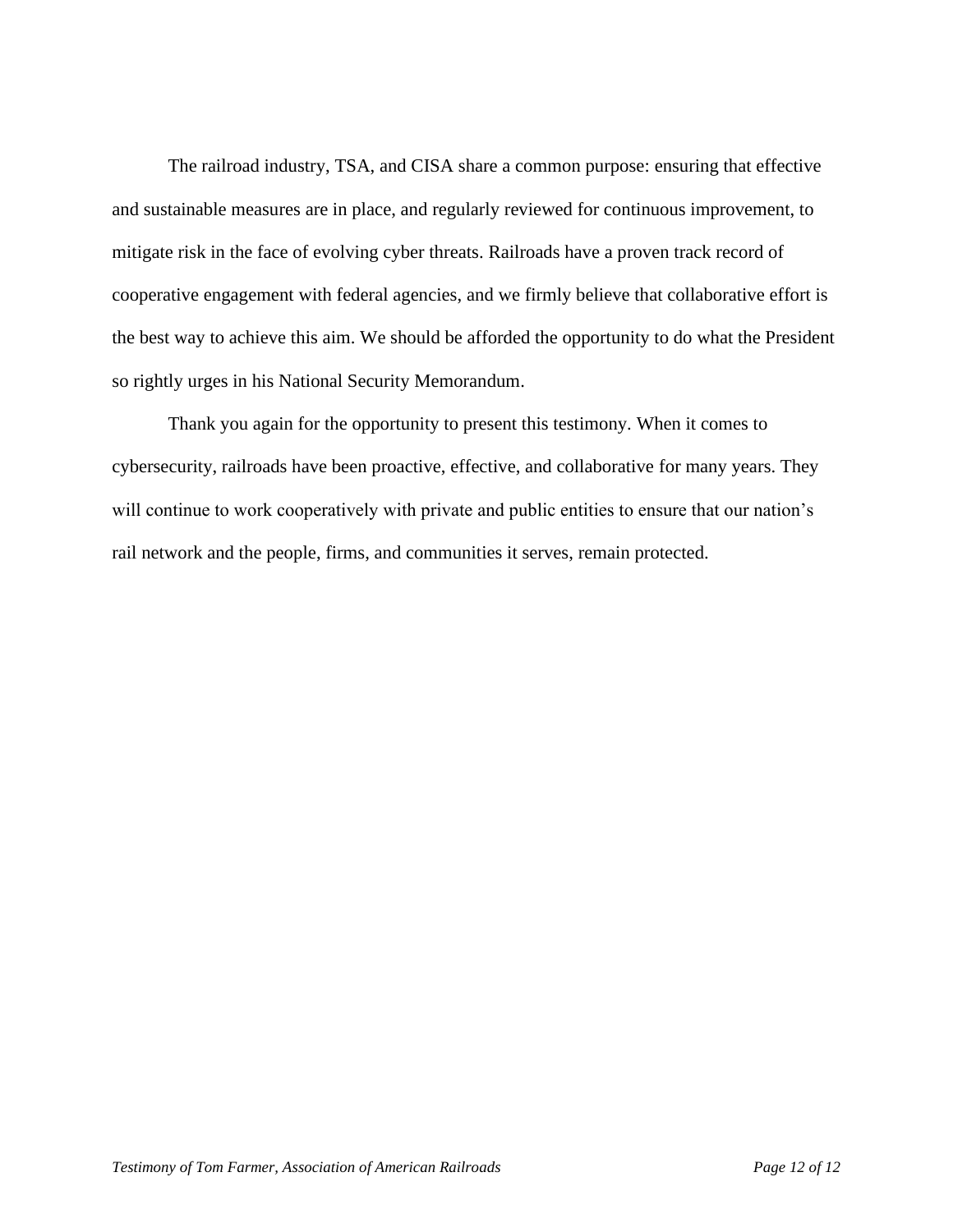The railroad industry, TSA, and CISA share a common purpose: ensuring that effective and sustainable measures are in place, and regularly reviewed for continuous improvement, to mitigate risk in the face of evolving cyber threats. Railroads have a proven track record of cooperative engagement with federal agencies, and we firmly believe that collaborative effort is the best way to achieve this aim. We should be afforded the opportunity to do what the President so rightly urges in his National Security Memorandum.

Thank you again for the opportunity to present this testimony. When it comes to cybersecurity, railroads have been proactive, effective, and collaborative for many years. They will continue to work cooperatively with private and public entities to ensure that our nation's rail network and the people, firms, and communities it serves, remain protected.